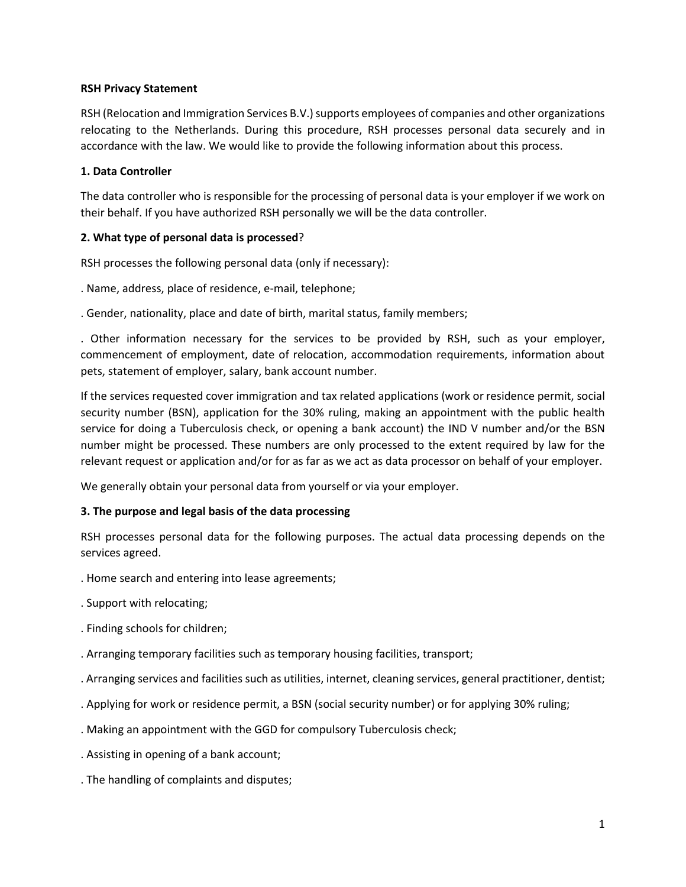**RSH Privacy Statement**

RSH (Relocation and Immigration Services B.V.) supports employees of companies and other organizations relocating to the Netherlands. During this procedure, RSH processes personal data securely and in accordance with the law. We would like to provide the following information about this process.

**1. Data Controller**

The data controller who is responsible for the processing of personal data is your employer if we work on their behalf. If you have authorized RSH personally we will be the data controller.

**2. What type of personal data is processed?**

RSH processes the following personal data (only if necessary):

. Name, address, place of residence, e-mail, telephone;

. Gender, nationality, place and date of birth, marital status, family members;

. Other information necessary for the services to be provided by RSH, such as your employer, commencement of employment, date of relocation, accommodation requirements, information about pets, statement of employer, salary, bank account number.

If the services requested cover immigration and tax related applications (work or residence permit, social security number (BSN), application for the 30% ruling, making an appointment with the public health service for doing a Tuberculosis check, or opening a bank account) the IND V number and/or the BSN number might be processed. These numbers are only processed to the extent required by law for the relevant request or application and/or for as far as we act as data processor on behalf of your employer.

We generally obtain your personal data from yourself or via your employer.

**3. The purpose and legal basis of the data processing**

RSH processes personal data for the following purposes. The actual data processing depends on the services agreed.

. Home search and entering into lease agreements;

. Support with relocating;

. Finding schools for children;

. Arranging temporary facilities such as temporary housing facilities, transport;

. Arranging services and facilities such as utilities, internet, cleaning services, general practitioner, dentist;

. Applying for work or residence permit, a BSN (social security number) or for applying 30% ruling;

. Making an appointment with the GGD for compulsory Tuberculosis check;

. Assisting in opening of a bank account;

. The handling of complaints and disputes;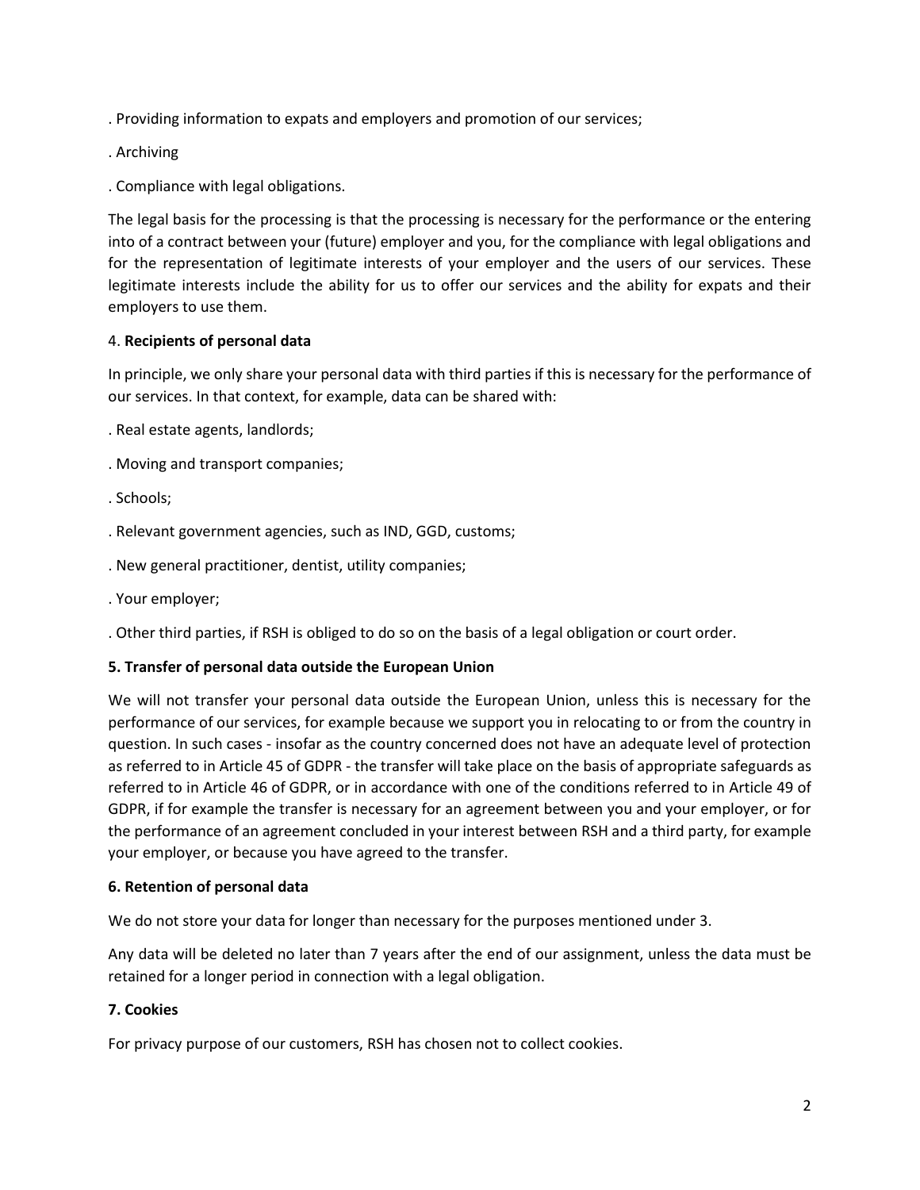. Providing information to expats and employers and promotion of our services;

. Archiving

. Compliance with legal obligations.

The legal basis for the processing is that the processing is necessary for the performance or the entering into of a contract between your (future) employer and you, for the compliance with legal obligations and for the representation of legitimate interests of your employer and the users of our services. These legitimate interests include the ability for us to offer our services and the ability for expats and their employers to use them.

4. **Recipients of personal data**

In principle, we only share your personal data with third parties if this is necessary for the performance of our services. In that context, for example, data can be shared with:

. Real estate agents, landlords;

. Moving and transport companies;

. Schools;

. Relevant government agencies, such as IND, GGD, customs;

. New general practitioner, dentist, utility companies;

. Your employer;

. Other third parties, if RSH is obliged to do so on the basis of a legal obligation or court order.

**5. Transfer of personal data outside the European Union**

We will not transfer your personal data outside the European Union, unless this is necessary for the performance of our services, for example because we support you in relocating to or from the country in question. In such cases - insofar as the country concerned does not have an adequate level of protection as referred to in Article 45 of GDPR - the transfer will take place on the basis of appropriate safeguards as referred to in Article 46 of GDPR, or in accordance with one of the conditions referred to in Article 49 of GDPR, if for example the transfer is necessary for an agreement between you and your employer, or for the performance of an agreement concluded in your interest between RSH and a third party, for example your employer, or because you have agreed to the transfer.

**6. Retention of personal data**

We do not store your data for longer than necessary for the purposes mentioned under 3.

Any data will be deleted no later than 7 years after the end of our assignment, unless the data must be retained for a longer period in connection with a legal obligation.

**7. Cookies**

For privacy purpose of our customers, RSH has chosen not to collect cookies.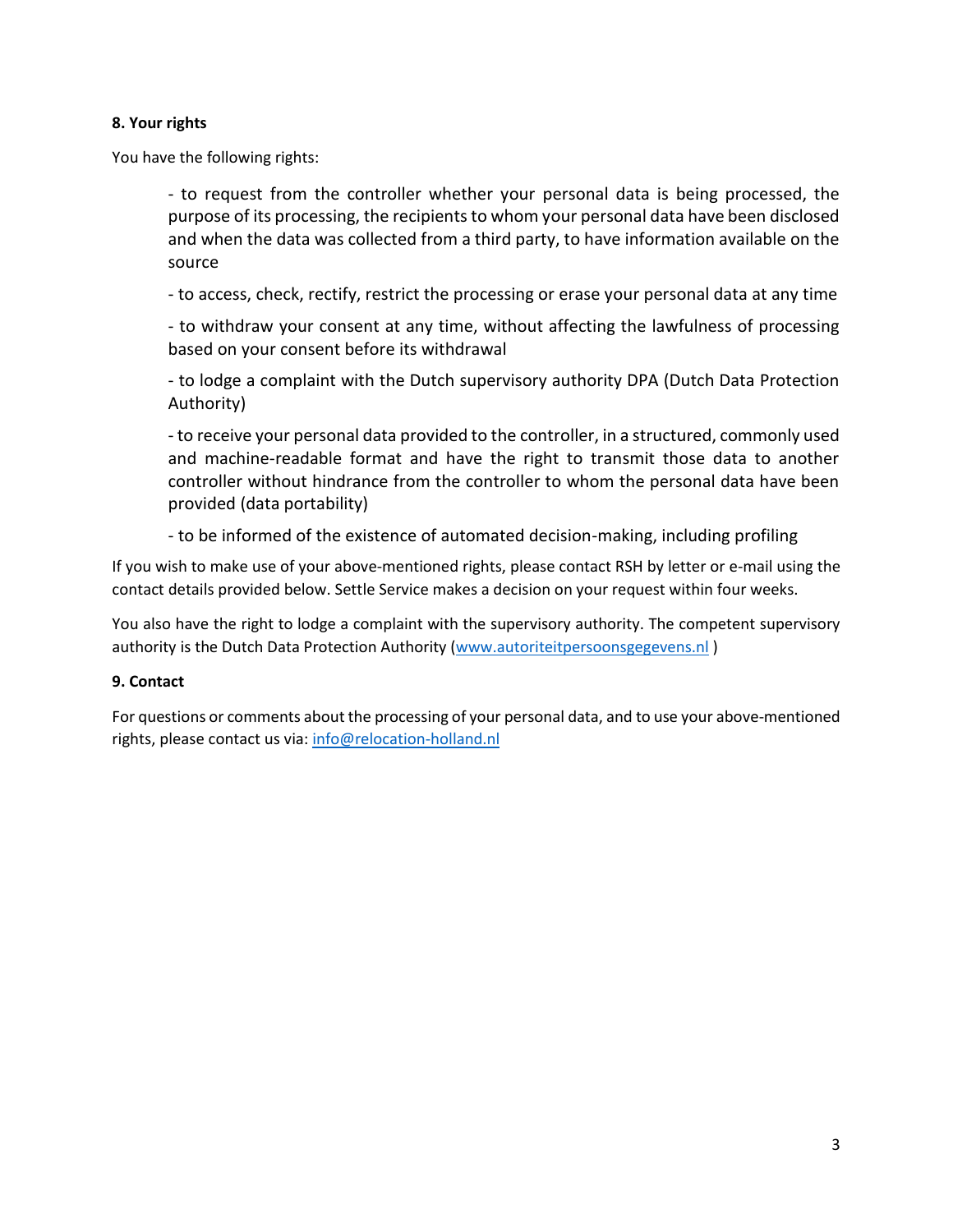**8. Your rights**

You have the following rights:

- to request from the controller whether your personal data is being processed, the purpose of its processing, the recipients to whom your personal data have been disclosed and when the data was collected from a third party, to have information available on the source
- to access, check, rectify, restrict the processing or erase your personal data at any time
- to withdraw your consent at any time, without affecting the lawfulness of processing based on your consent before its withdrawal
- to lodge a complaint with the Dutch supervisory authority DPA (Dutch Data Protection Authority)
- to receive your personal data provided to the controller, in a structured, commonly used and machine-readable format and have the right to transmit those data to another controller without hindrance from the controller to whom the personal data have been provided (data portability)
- to be informed of the existence of automated decision-making, including profiling

If you wish to make use of your above-mentioned rights, please contact RSH by letter or e-mail using the contact details provided below. Settle Service makes a decision on your request within four weeks.

You also have the right to lodge a complaint with the supervisory authority. The competent supervisory authority is the Dutch Data Protection Authority (www.autoriteitpersoonsgegevens.nl )

**9. Contact**

For questions or comments about the processing of your personal data, and to use your above-mentioned rights, please contact us via: info@relocation-holland.nl